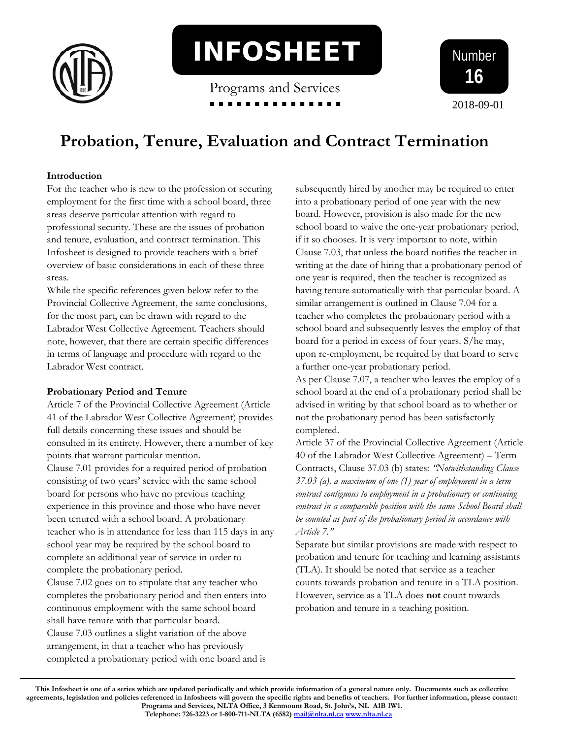# INFOSHEET

Programs and Services

Number **16**

2018-09-01

# Probation, Tenure, Evaluation and Contract Termination

**Introduction**

For the teacher who is new to the profession or securing employment for the first time with a school board, three areas deserve particular attention with regard to professional security. These are the issues of probation and tenure, evaluation, and contract termination. This Infosheet is designed to provide teachers with a brief overview of basic considerations in each of these three areas.

While the specific references given below refer to the Provincial Collective Agreement, the same conclusions, for the most part, can be drawn with regard to the Labrador West Collective Agreement. Teachers should note, however, that there are certain specific differences in terms of language and procedure with regard to the Labrador West contract.

**Probationary Period and Tenure**

Article 7 of the Provincial Collective Agreement (Article 41 of the Labrador West Collective Agreement) provides full details concerning these issues and should be consulted in its entirety. However, there a number of key points that warrant particular mention.

Clause 7.01 provides for a required period of probation consisting of two years' service with the same school board for persons who have no previous teaching experience in this province and those who have never been tenured with a school board. A probationary teacher who is in attendance for less than 115 days in any school year may be required by the school board to complete an additional year of service in order to complete the probationary period.

Clause 7.02 goes on to stipulate that any teacher who completes the probationary period and then enters into continuous employment with the same school board shall have tenure with that particular board.

Clause 7.03 outlines a slight variation of the above arrangement, in that a teacher who has previously completed a probationary period with one board and is subsequently hired by another may be required to enter into a probationary period of one year with the new board. However, provision is also made for the new school board to waive the one-year probationary period, if it so chooses. It is very important to note, within Clause 7.03, that unless the board notifies the teacher in writing at the date of hiring that a probationary period of one year is required, then the teacher is recognized as having tenure automatically with that particular board. A similar arrangement is outlined in Clause 7.04 for a teacher who completes the probationary period with a school board and subsequently leaves the employ of that board for a period in excess of four years. S/he may, upon re-employment, be required by that board to serve a further one-year probationary period.

As per Clause 7.07, a teacher who leaves the employ of a school board at the end of a probationary period shall be advised in writing by that school board as to whether or not the probationary period has been satisfactorily completed.

Article 37 of the Provincial Collective Agreement (Article 40 of the Labrador West Collective Agreement) – Term Contracts, Clause 37.03 (b) states: *"Notwithstanding Clause 37.03 (a), a maximum of one (1) year of employment in a term contract contiguous to employment in a probationary or continuing contract in a comparable position with the same School Board shall be counted as part of the probationary period in accordance with Article 7."*

Separate but similar provisions are made with respect to probation and tenure for teaching and learning assistants (TLA). It should be noted that service as a teacher counts towards probation and tenure in a TLA position. However, service as a TLA does **not** count towards probation and tenure in a teaching position.

**This Infosheet is one of a series which are updated periodically and which provide information of a general nature only. Documents such as collective agreements, legislation and policies referenced in Infosheets will govern the specific rights and benefits of teachers. For further information, please contact: Programs and Services, NLTA Office, 3 Kenmount Road, St. John's, NL A1B 1W1. Telephone: 726-3223 or 1-800-711-NLTA (6582) mail@nlta.nl.ca www.nlta.nl.ca**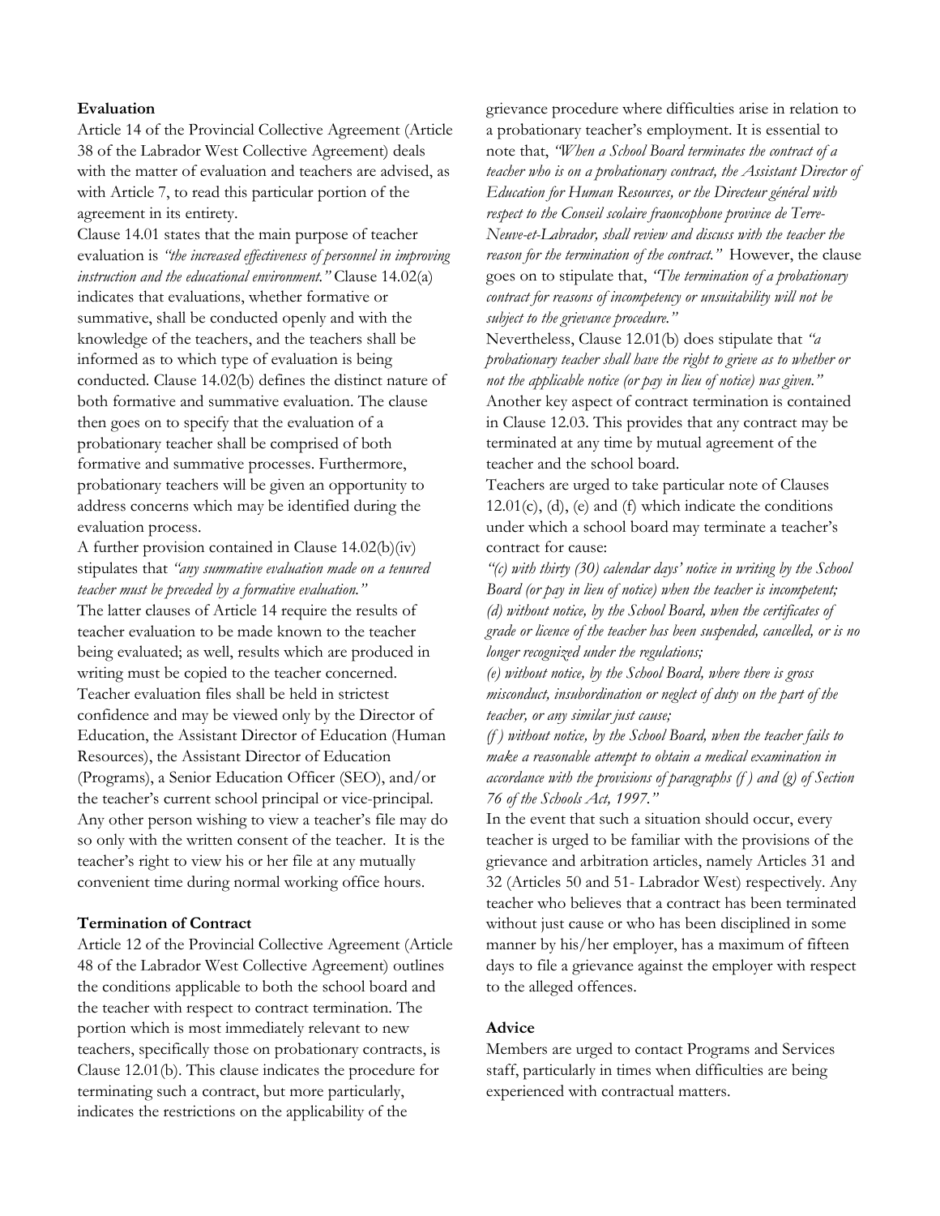**Evaluation**

Article 14 of the Provincial Collective Agreement (Article 38 of the Labrador West Collective Agreement) deals with the matter of evaluation and teachers are advised, as with Article 7, to read this particular portion of the agreement in its entirety.

Clause 14.01 states that the main purpose of teacher evaluation is *"the increased effectiveness of personnel in improving instruction and the educational environment."* Clause 14.02(a) indicates that evaluations, whether formative or summative, shall be conducted openly and with the knowledge of the teachers, and the teachers shall be informed as to which type of evaluation is being conducted. Clause 14.02(b) defines the distinct nature of both formative and summative evaluation. The clause then goes on to specify that the evaluation of a probationary teacher shall be comprised of both formative and summative processes. Furthermore, probationary teachers will be given an opportunity to address concerns which may be identified during the evaluation process.

A further provision contained in Clause 14.02(b)(iv) stipulates that *"any summative evaluation made on a tenured teacher must be preceded by a formative evaluation."*

The latter clauses of Article 14 require the results of teacher evaluation to be made known to the teacher being evaluated; as well, results which are produced in writing must be copied to the teacher concerned. Teacher evaluation files shall be held in strictest confidence and may be viewed only by the Director of Education, the Assistant Director of Education (Human Resources), the Assistant Director of Education (Programs), a Senior Education Officer (SEO), and/or the teacher's current school principal or vice-principal. Any other person wishing to view a teacher's file may do so only with the written consent of the teacher. It is the teacher's right to view his or her file at any mutually convenient time during normal working office hours.

**Termination of Contract**

Article 12 of the Provincial Collective Agreement (Article 48 of the Labrador West Collective Agreement) outlines the conditions applicable to both the school board and the teacher with respect to contract termination. The portion which is most immediately relevant to new teachers, specifically those on probationary contracts, is Clause 12.01(b). This clause indicates the procedure for terminating such a contract, but more particularly, indicates the restrictions on the applicability of the grievance procedure where difficulties arise in relation to a probationary teacher's employment. It is essential to note that, *"When a School Board terminates the contract of a teacher who is on a probationary contract, the Assistant Director of Education for Human Resources, or the Directeur général with respect to the Conseil scolaire fraoncophone province de Terre-Neuve-et-Labrador, shall review and discuss with the teacher the reason for the termination of the contract."* However, the clause goes on to stipulate that, *"The termination of a probationary contract for reasons of incompetency or unsuitability will not be subject to the grievance procedure."*

Nevertheless, Clause 12.01(b) does stipulate that *"a probationary teacher shall have the right to grieve as to whether or not the applicable notice (or pay in lieu of notice) was given."* Another key aspect of contract termination is contained in Clause 12.03. This provides that any contract may be terminated at any time by mutual agreement of the teacher and the school board.

Teachers are urged to take particular note of Clauses 12.01(c), (d), (e) and (f) which indicate the conditions under which a school board may terminate a teacher's contract for cause:

*"(c) with thirty (30) calendar days' notice in writing by the School Board (or pay in lieu of notice) when the teacher is incompetent;*
*(d) without notice, by the School Board, when the certificates of grade or licence of the teacher has been suspended, cancelled, or is no longer recognized under the regulations;*
*(e) without notice, by the School Board, where there is gross misconduct, insubordination or neglect of duty on the part of the teacher, or any similar just cause;*
*(f ) without notice, by the School Board, when the teacher fails to make a reasonable attempt to obtain a medical examination in accordance with the provisions of paragraphs (f ) and (g) of Section 76 of the Schools Act, 1997."*

In the event that such a situation should occur, every teacher is urged to be familiar with the provisions of the grievance and arbitration articles, namely Articles 31 and 32 (Articles 50 and 51- Labrador West) respectively. Any teacher who believes that a contract has been terminated without just cause or who has been disciplined in some manner by his/her employer, has a maximum of fifteen days to file a grievance against the employer with respect to the alleged offences.

**Advice**

Members are urged to contact Programs and Services staff, particularly in times when difficulties are being experienced with contractual matters.